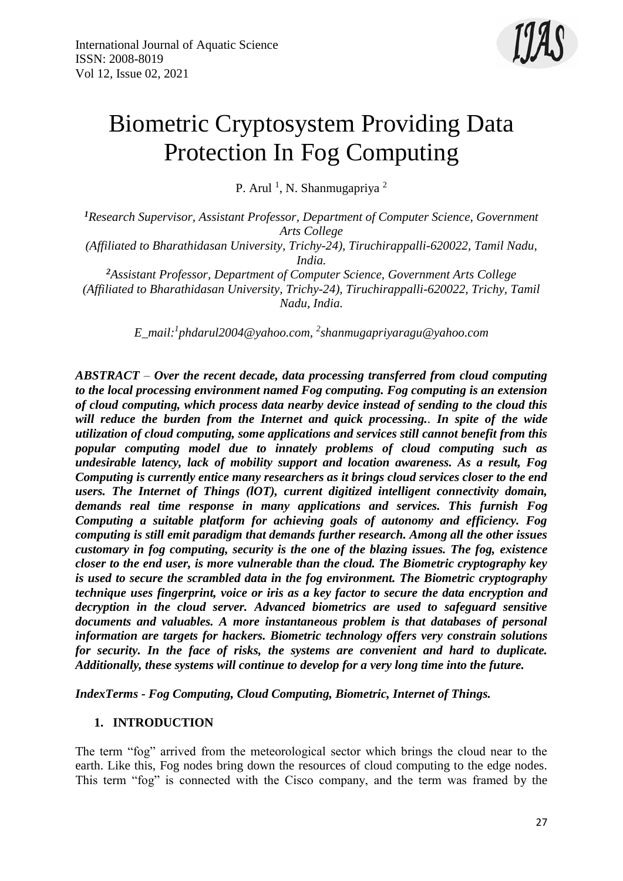# Biometric Cryptosystem Providing Data Protection In Fog Computing

P. Arul [1], N. Shanmugapriya [2]

[1]*Research Supervisor, Assistant Professor, Department of Computer Science, Government Arts College (Affiliated to Bharathidasan University, Trichy-24), Tiruchirappalli-620022, Tamil Nadu, India.*

[2]*Assistant Professor, Department of Computer Science, Government Arts College (Affiliated to Bharathidasan University, Trichy-24), Tiruchirappalli-620022, Trichy, Tamil Nadu, India.*

*E_mail:[1]phdarul2004@yahoo.com, [2]shanmugapriyaragu@yahoo.com*

***ABSTRACT** – **Over the recent decade, data processing transferred from cloud computing to the local processing environment named Fog computing. Fog computing is an extension of cloud computing, which process data nearby device instead of sending to the cloud this will reduce the burden from the Internet and quick processing.. In spite of the wide utilization of cloud computing, some applications and services still cannot benefit from this popular computing model due to innately problems of cloud computing such as undesirable latency, lack of mobility support and location awareness. As a result, Fog Computing is currently entice many researchers as it brings cloud services closer to the end users. The Internet of Things (lOT), current digitized intelligent connectivity domain, demands real time response in many applications and services. This furnish Fog Computing a suitable platform for achieving goals of autonomy and efficiency. Fog computing is still emit paradigm that demands further research. Among all the other issues customary in fog computing, security is the one of the blazing issues. The fog, existence closer to the end user, is more vulnerable than the cloud. The Biometric cryptography key is used to secure the scrambled data in the fog environment. The Biometric cryptography technique uses fingerprint, voice or iris as a key factor to secure the data encryption and decryption in the cloud server. Advanced biometrics are used to safeguard sensitive documents and valuables. A more instantaneous problem is that databases of personal information are targets for hackers. Biometric technology offers very constrain solutions for security. In the face of risks, the systems are convenient and hard to duplicate. Additionally, these systems will continue to develop for a very long time into the future.***

***IndexTerms - Fog Computing, Cloud Computing, Biometric, Internet of Things.***

## 1. INTRODUCTION

The term "fog" arrived from the meteorological sector which brings the cloud near to the earth. Like this, Fog nodes bring down the resources of cloud computing to the edge nodes. This term "fog" is connected with the Cisco company, and the term was framed by the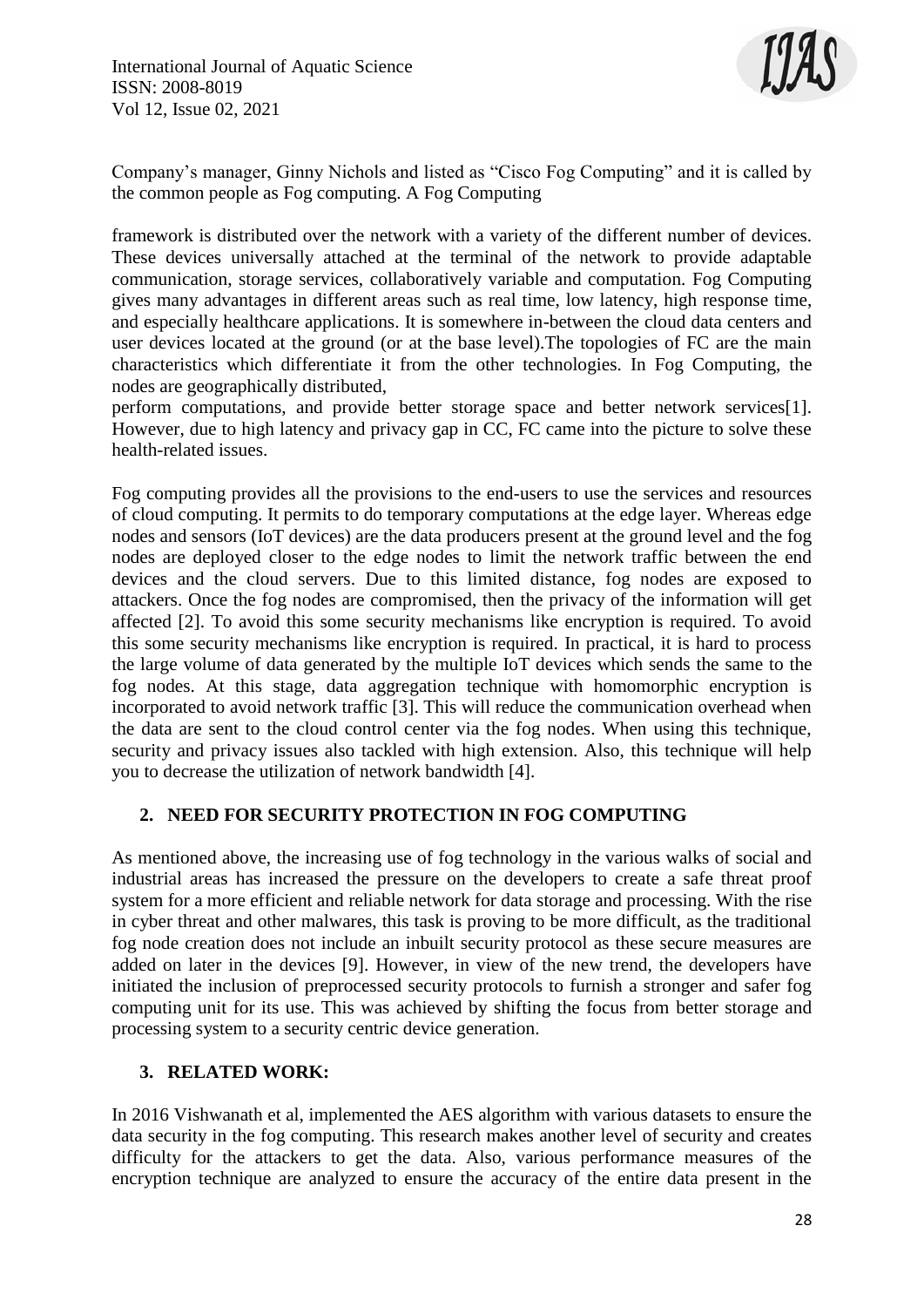Company's manager, Ginny Nichols and listed as "Cisco Fog Computing" and it is called by the common people as Fog computing. A Fog Computing

framework is distributed over the network with a variety of the different number of devices. These devices universally attached at the terminal of the network to provide adaptable communication, storage services, collaboratively variable and computation. Fog Computing gives many advantages in different areas such as real time, low latency, high response time, and especially healthcare applications. It is somewhere in-between the cloud data centers and user devices located at the ground (or at the base level).The topologies of FC are the main characteristics which differentiate it from the other technologies. In Fog Computing, the nodes are geographically distributed,
perform computations, and provide better storage space and better network services[1]. However, due to high latency and privacy gap in CC, FC came into the picture to solve these health-related issues.

Fog computing provides all the provisions to the end-users to use the services and resources of cloud computing. It permits to do temporary computations at the edge layer. Whereas edge nodes and sensors (IoT devices) are the data producers present at the ground level and the fog nodes are deployed closer to the edge nodes to limit the network traffic between the end devices and the cloud servers. Due to this limited distance, fog nodes are exposed to attackers. Once the fog nodes are compromised, then the privacy of the information will get affected [2]. To avoid this some security mechanisms like encryption is required. To avoid this some security mechanisms like encryption is required. In practical, it is hard to process the large volume of data generated by the multiple IoT devices which sends the same to the fog nodes. At this stage, data aggregation technique with homomorphic encryption is incorporated to avoid network traffic [3]. This will reduce the communication overhead when the data are sent to the cloud control center via the fog nodes. When using this technique, security and privacy issues also tackled with high extension. Also, this technique will help you to decrease the utilization of network bandwidth [4].

## 2. NEED FOR SECURITY PROTECTION IN FOG COMPUTING

As mentioned above, the increasing use of fog technology in the various walks of social and industrial areas has increased the pressure on the developers to create a safe threat proof system for a more efficient and reliable network for data storage and processing. With the rise in cyber threat and other malwares, this task is proving to be more difficult, as the traditional fog node creation does not include an inbuilt security protocol as these secure measures are added on later in the devices [9]. However, in view of the new trend, the developers have initiated the inclusion of preprocessed security protocols to furnish a stronger and safer fog computing unit for its use. This was achieved by shifting the focus from better storage and processing system to a security centric device generation.

## 3. RELATED WORK:

In 2016 Vishwanath et al, implemented the AES algorithm with various datasets to ensure the data security in the fog computing. This research makes another level of security and creates difficulty for the attackers to get the data. Also, various performance measures of the encryption technique are analyzed to ensure the accuracy of the entire data present in the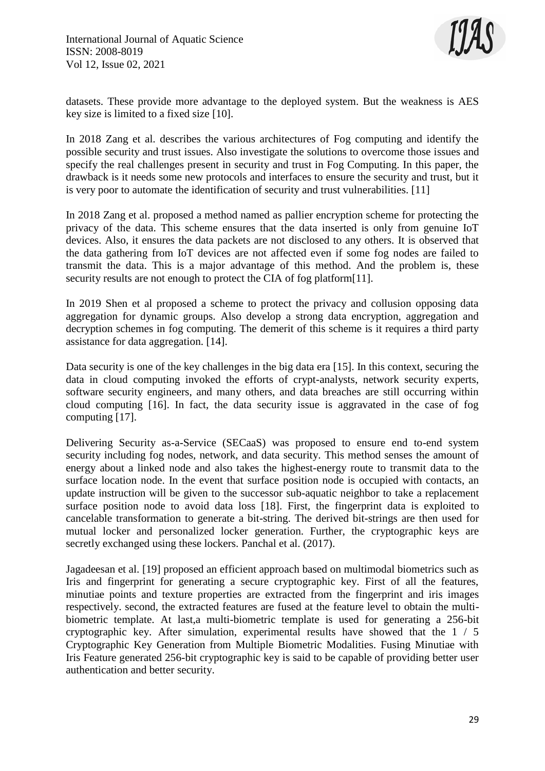datasets. These provide more advantage to the deployed system. But the weakness is AES key size is limited to a fixed size [10].

In 2018 Zang et al. describes the various architectures of Fog computing and identify the possible security and trust issues. Also investigate the solutions to overcome those issues and specify the real challenges present in security and trust in Fog Computing. In this paper, the drawback is it needs some new protocols and interfaces to ensure the security and trust, but it is very poor to automate the identification of security and trust vulnerabilities. [11]

In 2018 Zang et al. proposed a method named as pallier encryption scheme for protecting the privacy of the data. This scheme ensures that the data inserted is only from genuine IoT devices. Also, it ensures the data packets are not disclosed to any others. It is observed that the data gathering from IoT devices are not affected even if some fog nodes are failed to transmit the data. This is a major advantage of this method. And the problem is, these security results are not enough to protect the CIA of fog platform[11].

In 2019 Shen et al proposed a scheme to protect the privacy and collusion opposing data aggregation for dynamic groups. Also develop a strong data encryption, aggregation and decryption schemes in fog computing. The demerit of this scheme is it requires a third party assistance for data aggregation. [14].

Data security is one of the key challenges in the big data era [15]. In this context, securing the data in cloud computing invoked the efforts of crypt-analysts, network security experts, software security engineers, and many others, and data breaches are still occurring within cloud computing [16]. In fact, the data security issue is aggravated in the case of fog computing [17].

Delivering Security as-a-Service (SECaaS) was proposed to ensure end to-end system security including fog nodes, network, and data security. This method senses the amount of energy about a linked node and also takes the highest-energy route to transmit data to the surface location node. In the event that surface position node is occupied with contacts, an update instruction will be given to the successor sub-aquatic neighbor to take a replacement surface position node to avoid data loss [18]. First, the fingerprint data is exploited to cancelable transformation to generate a bit-string. The derived bit-strings are then used for mutual locker and personalized locker generation. Further, the cryptographic keys are secretly exchanged using these lockers. Panchal et al. (2017).

Jagadeesan et al. [19] proposed an efficient approach based on multimodal biometrics such as Iris and fingerprint for generating a secure cryptographic key. First of all the features, minutiae points and texture properties are extracted from the fingerprint and iris images respectively. second, the extracted features are fused at the feature level to obtain the multi-biometric template. At last,a multi-biometric template is used for generating a 256-bit cryptographic key. After simulation, experimental results have showed that the 1 / 5 Cryptographic Key Generation from Multiple Biometric Modalities. Fusing Minutiae with Iris Feature generated 256-bit cryptographic key is said to be capable of providing better user authentication and better security.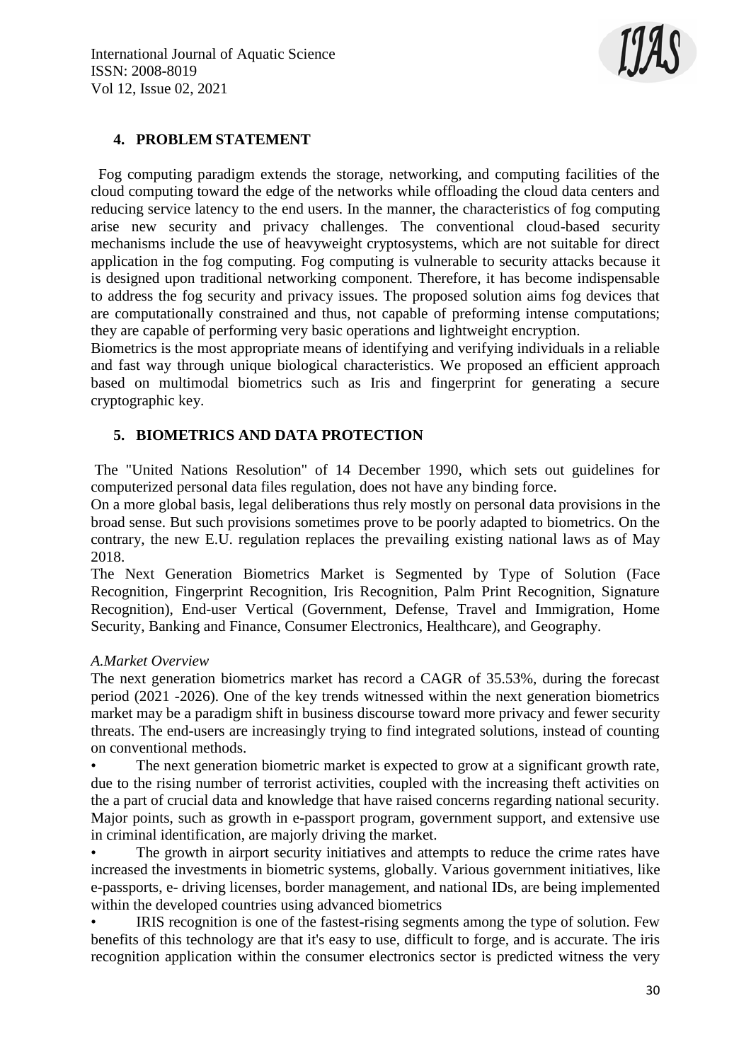## 4. PROBLEM STATEMENT

Fog computing paradigm extends the storage, networking, and computing facilities of the cloud computing toward the edge of the networks while offloading the cloud data centers and reducing service latency to the end users. In the manner, the characteristics of fog computing arise new security and privacy challenges. The conventional cloud-based security mechanisms include the use of heavyweight cryptosystems, which are not suitable for direct application in the fog computing. Fog computing is vulnerable to security attacks because it is designed upon traditional networking component. Therefore, it has become indispensable to address the fog security and privacy issues. The proposed solution aims fog devices that are computationally constrained and thus, not capable of preforming intense computations; they are capable of performing very basic operations and lightweight encryption.

Biometrics is the most appropriate means of identifying and verifying individuals in a reliable and fast way through unique biological characteristics. We proposed an efficient approach based on multimodal biometrics such as Iris and fingerprint for generating a secure cryptographic key.

## 5. BIOMETRICS AND DATA PROTECTION

The "United Nations Resolution" of 14 December 1990, which sets out guidelines for computerized personal data files regulation, does not have any binding force.

On a more global basis, legal deliberations thus rely mostly on personal data provisions in the broad sense. But such provisions sometimes prove to be poorly adapted to biometrics. On the contrary, the new E.U. regulation replaces the prevailing existing national laws as of May 2018.

The Next Generation Biometrics Market is Segmented by Type of Solution (Face Recognition, Fingerprint Recognition, Iris Recognition, Palm Print Recognition, Signature Recognition), End-user Vertical (Government, Defense, Travel and Immigration, Home Security, Banking and Finance, Consumer Electronics, Healthcare), and Geography.

*A.Market Overview*

The next generation biometrics market has record a CAGR of 35.53%, during the forecast period (2021 -2026). One of the key trends witnessed within the next generation biometrics market may be a paradigm shift in business discourse toward more privacy and fewer security threats. The end-users are increasingly trying to find integrated solutions, instead of counting on conventional methods.

- The next generation biometric market is expected to grow at a significant growth rate, due to the rising number of terrorist activities, coupled with the increasing theft activities on the a part of crucial data and knowledge that have raised concerns regarding national security. Major points, such as growth in e-passport program, government support, and extensive use in criminal identification, are majorly driving the market.
- The growth in airport security initiatives and attempts to reduce the crime rates have increased the investments in biometric systems, globally. Various government initiatives, like e-passports, e- driving licenses, border management, and national IDs, are being implemented within the developed countries using advanced biometrics
- IRIS recognition is one of the fastest-rising segments among the type of solution. Few benefits of this technology are that it's easy to use, difficult to forge, and is accurate. The iris recognition application within the consumer electronics sector is predicted witness the very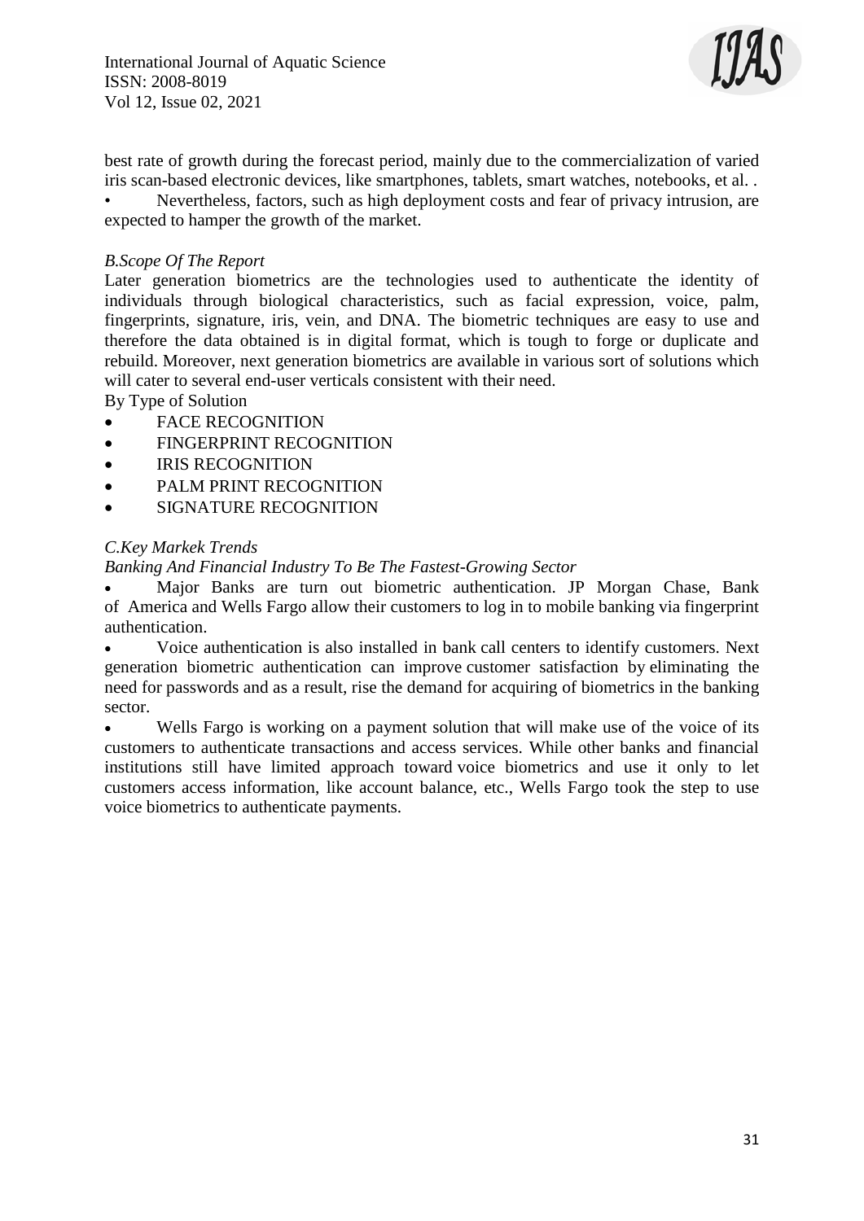best rate of growth during the forecast period, mainly due to the commercialization of varied iris scan-based electronic devices, like smartphones, tablets, smart watches, notebooks, et al. .

- Nevertheless, factors, such as high deployment costs and fear of privacy intrusion, are expected to hamper the growth of the market.

*B.Scope Of The Report*

Later generation biometrics are the technologies used to authenticate the identity of individuals through biological characteristics, such as facial expression, voice, palm, fingerprints, signature, iris, vein, and DNA. The biometric techniques are easy to use and therefore the data obtained is in digital format, which is tough to forge or duplicate and rebuild. Moreover, next generation biometrics are available in various sort of solutions which will cater to several end-user verticals consistent with their need.

By Type of Solution

- FACE RECOGNITION
- FINGERPRINT RECOGNITION
- IRIS RECOGNITION
- PALM PRINT RECOGNITION
- SIGNATURE RECOGNITION

*C.Key Markek Trends*

*Banking And Financial Industry To Be The Fastest-Growing Sector*

- Major Banks are turn out biometric authentication. JP Morgan Chase, Bank of America and Wells Fargo allow their customers to log in to mobile banking via fingerprint authentication.
- Voice authentication is also installed in bank call centers to identify customers. Next generation biometric authentication can improve customer satisfaction by eliminating the need for passwords and as a result, rise the demand for acquiring of biometrics in the banking sector.
- Wells Fargo is working on a payment solution that will make use of the voice of its customers to authenticate transactions and access services. While other banks and financial institutions still have limited approach toward voice biometrics and use it only to let customers access information, like account balance, etc., Wells Fargo took the step to use voice biometrics to authenticate payments.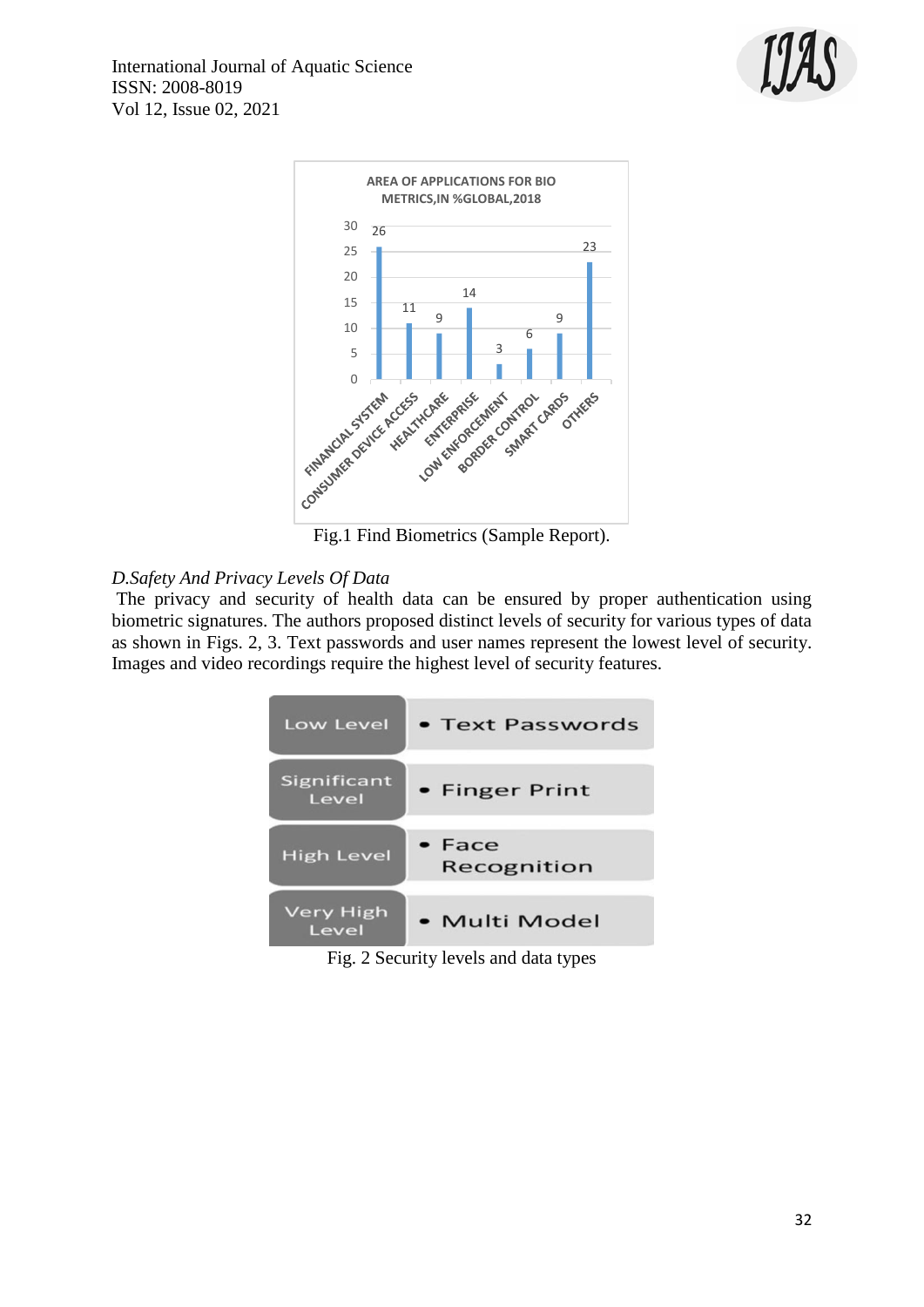Fig.1 Find Biometrics (Sample Report).

*D.Safety And Privacy Levels Of Data*

The privacy and security of health data can be ensured by proper authentication using biometric signatures. The authors proposed distinct levels of security for various types of data as shown in Figs. 2, 3. Text passwords and user names represent the lowest level of security. Images and video recordings require the highest level of security features.

| Level | Data type |
| --- | --- |
| Low Level | • Text Passwords |
| Significant Level | • Finger Print |
| High Level | • Face Recognition |
| Very High Level | • Multi Model |

Fig. 2 Security levels and data types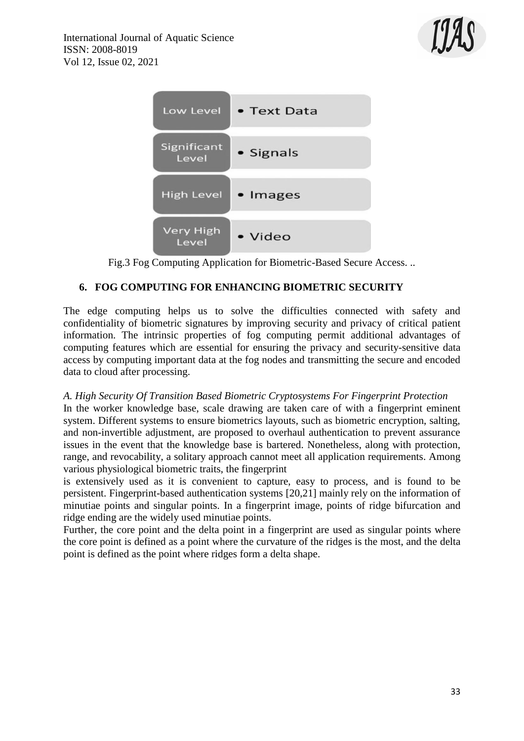| Low Level | • Text Data |
| --- | --- |
| Significant Level | • Signals |
| High Level | • Images |
| Very High Level | • Video |

Fig.3 Fog Computing Application for Biometric-Based Secure Access. ..

## 6. FOG COMPUTING FOR ENHANCING BIOMETRIC SECURITY

The edge computing helps us to solve the difficulties connected with safety and confidentiality of biometric signatures by improving security and privacy of critical patient information. The intrinsic properties of fog computing permit additional advantages of computing features which are essential for ensuring the privacy and security-sensitive data access by computing important data at the fog nodes and transmitting the secure and encoded data to cloud after processing.

*A. High Security Of Transition Based Biometric Cryptosystems For Fingerprint Protection*

In the worker knowledge base, scale drawing are taken care of with a fingerprint eminent system. Different systems to ensure biometrics layouts, such as biometric encryption, salting, and non-invertible adjustment, are proposed to overhaul authentication to prevent assurance issues in the event that the knowledge base is bartered. Nonetheless, along with protection, range, and revocability, a solitary approach cannot meet all application requirements. Among various physiological biometric traits, the fingerprint is extensively used as it is convenient to capture, easy to process, and is found to be persistent. Fingerprint-based authentication systems [20,21] mainly rely on the information of minutiae points and singular points. In a fingerprint image, points of ridge bifurcation and ridge ending are the widely used minutiae points.

Further, the core point and the delta point in a fingerprint are used as singular points where the core point is defined as a point where the curvature of the ridges is the most, and the delta point is defined as the point where ridges form a delta shape.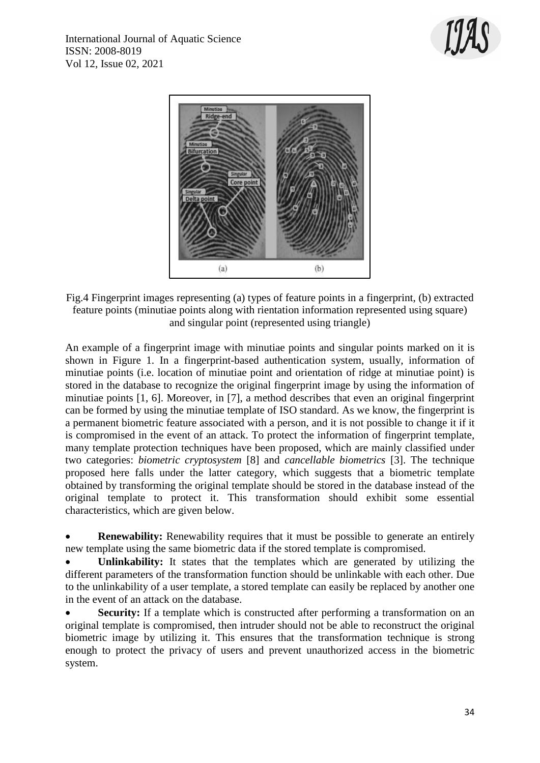Fig.4 Fingerprint images representing (a) types of feature points in a fingerprint, (b) extracted feature points (minutiae points along with rientation information represented using square) and singular point (represented using triangle)

An example of a fingerprint image with minutiae points and singular points marked on it is shown in Figure 1. In a fingerprint-based authentication system, usually, information of minutiae points (i.e. location of minutiae point and orientation of ridge at minutiae point) is stored in the database to recognize the original fingerprint image by using the information of minutiae points [1, 6]. Moreover, in [7], a method describes that even an original fingerprint can be formed by using the minutiae template of ISO standard. As we know, the fingerprint is a permanent biometric feature associated with a person, and it is not possible to change it if it is compromised in the event of an attack. To protect the information of fingerprint template, many template protection techniques have been proposed, which are mainly classified under two categories: *biometric cryptosystem* [8] and *cancellable biometrics* [3]. The technique proposed here falls under the latter category, which suggests that a biometric template obtained by transforming the original template should be stored in the database instead of the original template to protect it. This transformation should exhibit some essential characteristics, which are given below.

- **Renewability:** Renewability requires that it must be possible to generate an entirely new template using the same biometric data if the stored template is compromised.
- **Unlinkability:** It states that the templates which are generated by utilizing the different parameters of the transformation function should be unlinkable with each other. Due to the unlinkability of a user template, a stored template can easily be replaced by another one in the event of an attack on the database.
- **Security:** If a template which is constructed after performing a transformation on an original template is compromised, then intruder should not be able to reconstruct the original biometric image by utilizing it. This ensures that the transformation technique is strong enough to protect the privacy of users and prevent unauthorized access in the biometric system.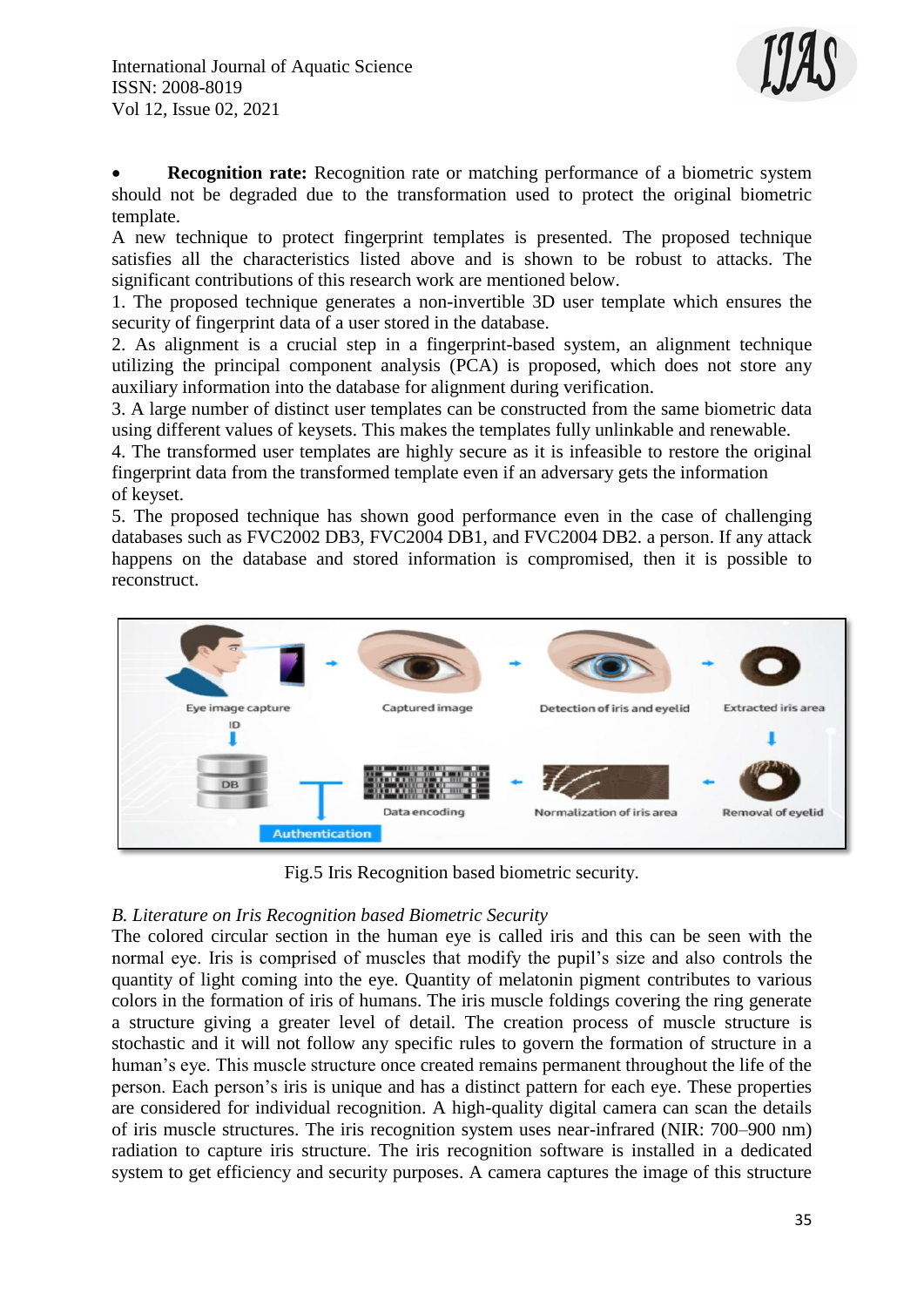- **Recognition rate:** Recognition rate or matching performance of a biometric system should not be degraded due to the transformation used to protect the original biometric template.

A new technique to protect fingerprint templates is presented. The proposed technique satisfies all the characteristics listed above and is shown to be robust to attacks. The significant contributions of this research work are mentioned below.

1. The proposed technique generates a non-invertible 3D user template which ensures the security of fingerprint data of a user stored in the database.
2. As alignment is a crucial step in a fingerprint-based system, an alignment technique utilizing the principal component analysis (PCA) is proposed, which does not store any auxiliary information into the database for alignment during verification.
3. A large number of distinct user templates can be constructed from the same biometric data using different values of keysets. This makes the templates fully unlinkable and renewable.
4. The transformed user templates are highly secure as it is infeasible to restore the original fingerprint data from the transformed template even if an adversary gets the information of keyset.
5. The proposed technique has shown good performance even in the case of challenging databases such as FVC2002 DB3, FVC2004 DB1, and FVC2004 DB2. a person. If any attack happens on the database and stored information is compromised, then it is possible to reconstruct.

Fig.5 Iris Recognition based biometric security.

*B. Literature on Iris Recognition based Biometric Security*

The colored circular section in the human eye is called iris and this can be seen with the normal eye. Iris is comprised of muscles that modify the pupil's size and also controls the quantity of light coming into the eye. Quantity of melatonin pigment contributes to various colors in the formation of iris of humans. The iris muscle foldings covering the ring generate a structure giving a greater level of detail. The creation process of muscle structure is stochastic and it will not follow any specific rules to govern the formation of structure in a human's eye. This muscle structure once created remains permanent throughout the life of the person. Each person's iris is unique and has a distinct pattern for each eye. These properties are considered for individual recognition. A high-quality digital camera can scan the details of iris muscle structures. The iris recognition system uses near-infrared (NIR: 700–900 nm) radiation to capture iris structure. The iris recognition software is installed in a dedicated system to get efficiency and security purposes. A camera captures the image of this structure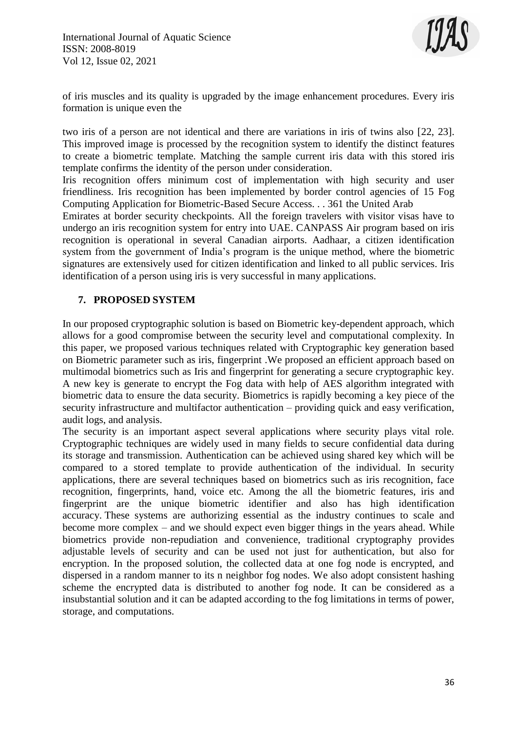of iris muscles and its quality is upgraded by the image enhancement procedures. Every iris formation is unique even the

two iris of a person are not identical and there are variations in iris of twins also [22, 23]. This improved image is processed by the recognition system to identify the distinct features to create a biometric template. Matching the sample current iris data with this stored iris template confirms the identity of the person under consideration.

Iris recognition offers minimum cost of implementation with high security and user friendliness. Iris recognition has been implemented by border control agencies of 15 Fog Computing Application for Biometric-Based Secure Access. . . 361 the United Arab

Emirates at border security checkpoints. All the foreign travelers with visitor visas have to undergo an iris recognition system for entry into UAE. CANPASS Air program based on iris recognition is operational in several Canadian airports. Aadhaar, a citizen identification system from the government of India's program is the unique method, where the biometric signatures are extensively used for citizen identification and linked to all public services. Iris identification of a person using iris is very successful in many applications.

## 7. PROPOSED SYSTEM

In our proposed cryptographic solution is based on Biometric key-dependent approach, which allows for a good compromise between the security level and computational complexity. In this paper, we proposed various techniques related with Cryptographic key generation based on Biometric parameter such as iris, fingerprint .We proposed an efficient approach based on multimodal biometrics such as Iris and fingerprint for generating a secure cryptographic key. A new key is generate to encrypt the Fog data with help of AES algorithm integrated with biometric data to ensure the data security. Biometrics is rapidly becoming a key piece of the security infrastructure and multifactor authentication – providing quick and easy verification, audit logs, and analysis.

The security is an important aspect several applications where security plays vital role. Cryptographic techniques are widely used in many fields to secure confidential data during its storage and transmission. Authentication can be achieved using shared key which will be compared to a stored template to provide authentication of the individual. In security applications, there are several techniques based on biometrics such as iris recognition, face recognition, fingerprints, hand, voice etc. Among the all the biometric features, iris and fingerprint are the unique biometric identifier and also has high identification accuracy. These systems are authorizing essential as the industry continues to scale and become more complex – and we should expect even bigger things in the years ahead. While biometrics provide non-repudiation and convenience, traditional cryptography provides adjustable levels of security and can be used not just for authentication, but also for encryption. In the proposed solution, the collected data at one fog node is encrypted, and dispersed in a random manner to its n neighbor fog nodes. We also adopt consistent hashing scheme the encrypted data is distributed to another fog node. It can be considered as a insubstantial solution and it can be adapted according to the fog limitations in terms of power, storage, and computations.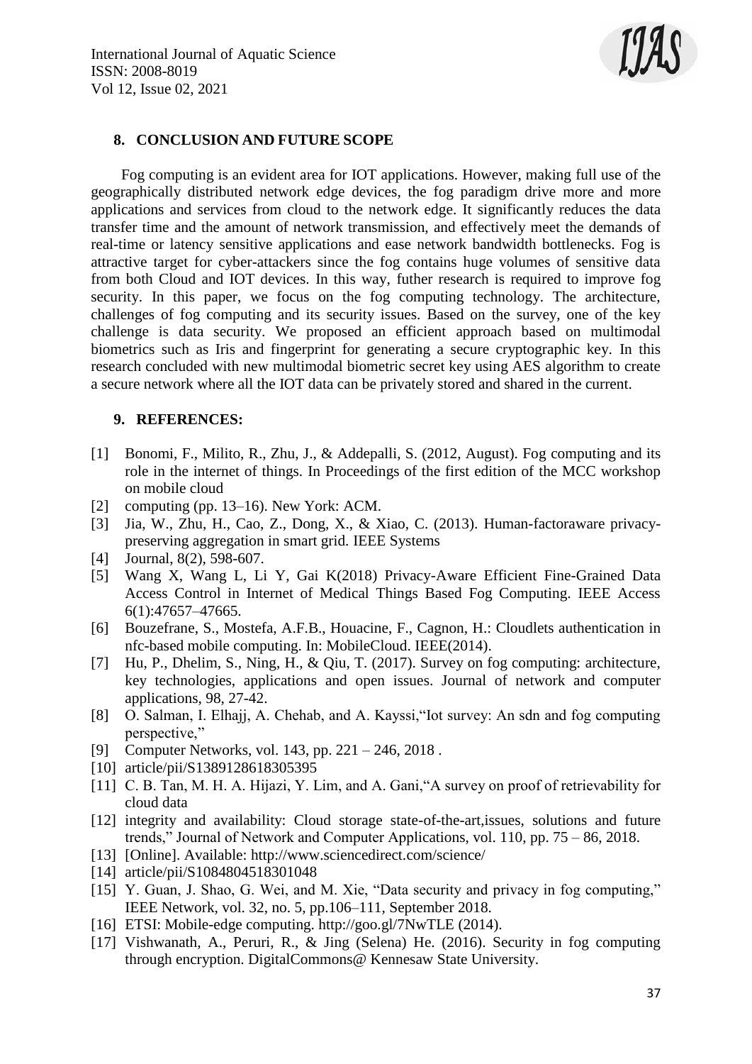## 8. CONCLUSION AND FUTURE SCOPE

Fog computing is an evident area for IOT applications. However, making full use of the geographically distributed network edge devices, the fog paradigm drive more and more applications and services from cloud to the network edge. It significantly reduces the data transfer time and the amount of network transmission, and effectively meet the demands of real-time or latency sensitive applications and ease network bandwidth bottlenecks. Fog is attractive target for cyber-attackers since the fog contains huge volumes of sensitive data from both Cloud and IOT devices. In this way, futher research is required to improve fog security. In this paper, we focus on the fog computing technology. The architecture, challenges of fog computing and its security issues. Based on the survey, one of the key challenge is data security. We proposed an efficient approach based on multimodal biometrics such as Iris and fingerprint for generating a secure cryptographic key. In this research concluded with new multimodal biometric secret key using AES algorithm to create a secure network where all the IOT data can be privately stored and shared in the current.

## 9. REFERENCES:

[1] Bonomi, F., Milito, R., Zhu, J., & Addepalli, S. (2012, August). Fog computing and its role in the internet of things. In Proceedings of the first edition of the MCC workshop on mobile cloud

[2] computing (pp. 13–16). New York: ACM.

[3] Jia, W., Zhu, H., Cao, Z., Dong, X., & Xiao, C. (2013). Human-factoraware privacy-preserving aggregation in smart grid. IEEE Systems

[4] Journal, 8(2), 598-607.

[5] Wang X, Wang L, Li Y, Gai K(2018) Privacy-Aware Efficient Fine-Grained Data Access Control in Internet of Medical Things Based Fog Computing. IEEE Access 6(1):47657–47665.

[6] Bouzefrane, S., Mostefa, A.F.B., Houacine, F., Cagnon, H.: Cloudlets authentication in nfc-based mobile computing. In: MobileCloud. IEEE(2014).

[7] Hu, P., Dhelim, S., Ning, H., & Qiu, T. (2017). Survey on fog computing: architecture, key technologies, applications and open issues. Journal of network and computer applications, 98, 27-42.

[8] O. Salman, I. Elhajj, A. Chehab, and A. Kayssi,"Iot survey: An sdn and fog computing perspective,"

[9] Computer Networks, vol. 143, pp. 221 – 246, 2018 .

[10] article/pii/S1389128618305395

[11] C. B. Tan, M. H. A. Hijazi, Y. Lim, and A. Gani,"A survey on proof of retrievability for cloud data

[12] integrity and availability: Cloud storage state-of-the-art,issues, solutions and future trends," Journal of Network and Computer Applications, vol. 110, pp. 75 – 86, 2018.

[13] [Online]. Available: http://www.sciencedirect.com/science/

[14] article/pii/S1084804518301048

[15] Y. Guan, J. Shao, G. Wei, and M. Xie, "Data security and privacy in fog computing," IEEE Network, vol. 32, no. 5, pp.106–111, September 2018.

[16] ETSI: Mobile-edge computing. http://goo.gl/7NwTLE (2014).

[17] Vishwanath, A., Peruri, R., & Jing (Selena) He. (2016). Security in fog computing through encryption. DigitalCommons@ Kennesaw State University.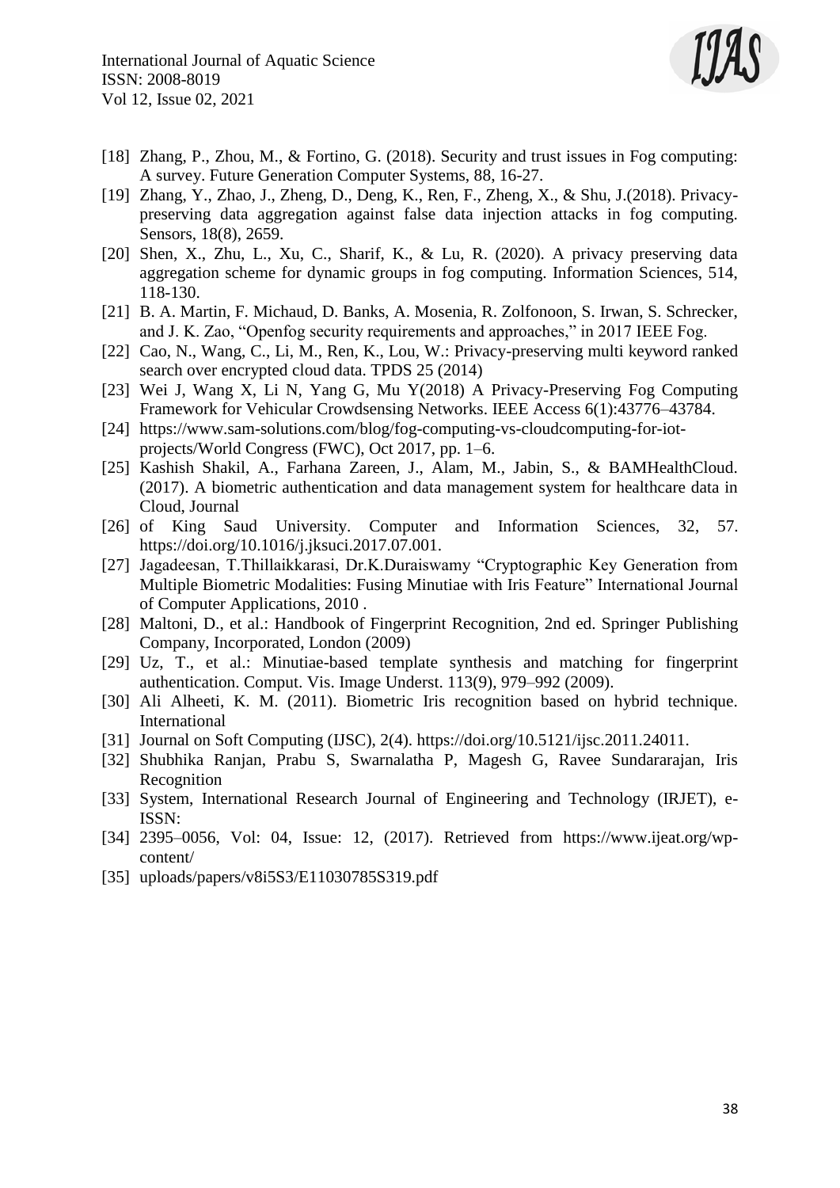[18] Zhang, P., Zhou, M., & Fortino, G. (2018). Security and trust issues in Fog computing: A survey. Future Generation Computer Systems, 88, 16-27.

[19] Zhang, Y., Zhao, J., Zheng, D., Deng, K., Ren, F., Zheng, X., & Shu, J.(2018). Privacy-preserving data aggregation against false data injection attacks in fog computing. Sensors, 18(8), 2659.

[20] Shen, X., Zhu, L., Xu, C., Sharif, K., & Lu, R. (2020). A privacy preserving data aggregation scheme for dynamic groups in fog computing. Information Sciences, 514, 118-130.

[21] B. A. Martin, F. Michaud, D. Banks, A. Mosenia, R. Zolfonoon, S. Irwan, S. Schrecker, and J. K. Zao, "Openfog security requirements and approaches," in 2017 IEEE Fog.

[22] Cao, N., Wang, C., Li, M., Ren, K., Lou, W.: Privacy-preserving multi keyword ranked search over encrypted cloud data. TPDS 25 (2014)

[23] Wei J, Wang X, Li N, Yang G, Mu Y(2018) A Privacy-Preserving Fog Computing Framework for Vehicular Crowdsensing Networks. IEEE Access 6(1):43776–43784.

[24] https://www.sam-solutions.com/blog/fog-computing-vs-cloudcomputing-for-iot-projects/World Congress (FWC), Oct 2017, pp. 1–6.

[25] Kashish Shakil, A., Farhana Zareen, J., Alam, M., Jabin, S., & BAMHealthCloud. (2017). A biometric authentication and data management system for healthcare data in Cloud, Journal

[26] of King Saud University. Computer and Information Sciences, 32, 57. https://doi.org/10.1016/j.jksuci.2017.07.001.

[27] Jagadeesan, T.Thillaikkarasi, Dr.K.Duraiswamy "Cryptographic Key Generation from Multiple Biometric Modalities: Fusing Minutiae with Iris Feature" International Journal of Computer Applications, 2010 .

[28] Maltoni, D., et al.: Handbook of Fingerprint Recognition, 2nd ed. Springer Publishing Company, Incorporated, London (2009)

[29] Uz, T., et al.: Minutiae-based template synthesis and matching for fingerprint authentication. Comput. Vis. Image Underst. 113(9), 979–992 (2009).

[30] Ali Alheeti, K. M. (2011). Biometric Iris recognition based on hybrid technique. International

[31] Journal on Soft Computing (IJSC), 2(4). https://doi.org/10.5121/ijsc.2011.24011.

[32] Shubhika Ranjan, Prabu S, Swarnalatha P, Magesh G, Ravee Sundararajan, Iris Recognition

[33] System, International Research Journal of Engineering and Technology (IRJET), e-ISSN:

[34] 2395–0056, Vol: 04, Issue: 12, (2017). Retrieved from https://www.ijeat.org/wp-content/

[35] uploads/papers/v8i5S3/E11030785S319.pdf